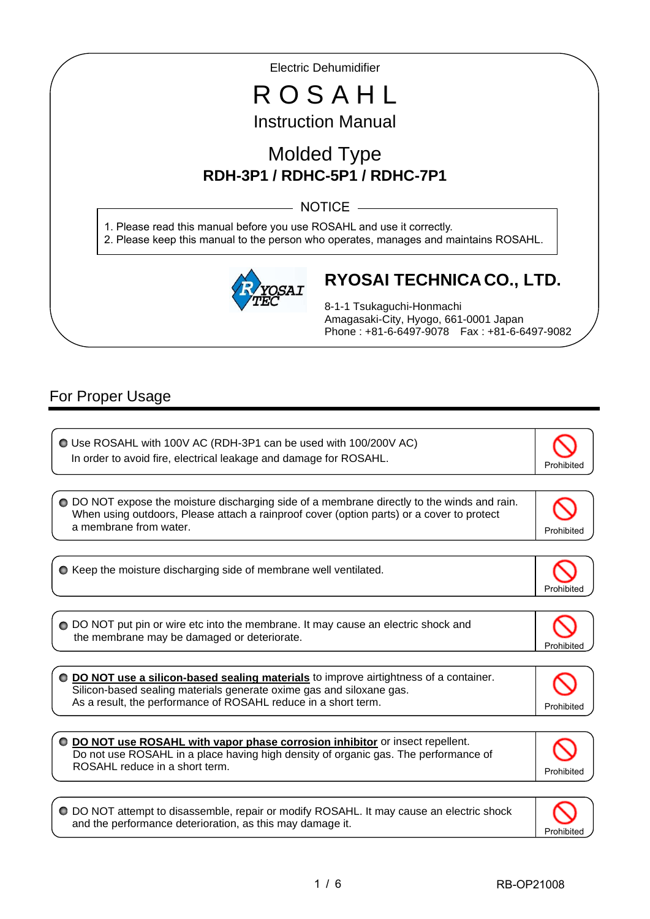Electric Dehumidifier

# R O S A H L

## Instruction Manual

## Molded Type

**RDH-3P1 / RDHC-5P1 / RDHC-7P1**

NOTICE

1. Please read this manual before you use ROSAHL and use it correctly.
2. Please keep this manual to the person who operates, manages and maintains ROSAHL.

**RYOSAI TECHNICA CO., LTD.**

8-1-1 Tsukaguchi-Honmachi
Amagasaki-City, Hyogo, 661-0001 Japan
Phone : +81-6-6497-9078　Fax : +81-6-6497-9082

## For Proper Usage

| | |
|---|---|
| ● Use ROSAHL with 100V AC (RDH-3P1 can be used with 100/200V AC)<br>In order to avoid fire, electrical leakage and damage for ROSAHL. | Prohibited |
| ● DO NOT expose the moisture discharging side of a membrane directly to the winds and rain. When using outdoors, Please attach a rainproof cover (option parts) or a cover to protect a membrane from water. | Prohibited |
| ● Keep the moisture discharging side of membrane well ventilated. | Prohibited |
| ● DO NOT put pin or wire etc into the membrane. It may cause an electric shock and the membrane may be damaged or deteriorate. | Prohibited |
| ● **DO NOT use a silicon-based sealing materials** to improve airtightness of a container.<br>Silicon-based sealing materials generate oxime gas and siloxane gas.<br>As a result, the performance of ROSAHL reduce in a short term. | Prohibited |
| ● **DO NOT use ROSAHL with vapor phase corrosion inhibitor** or insect repellent.<br>Do not use ROSAHL in a place having high density of organic gas. The performance of ROSAHL reduce in a short term. | Prohibited |
| ● DO NOT attempt to disassemble, repair or modify ROSAHL. It may cause an electric shock and the performance deterioration, as this may damage it. | Prohibited |

RB-OP21008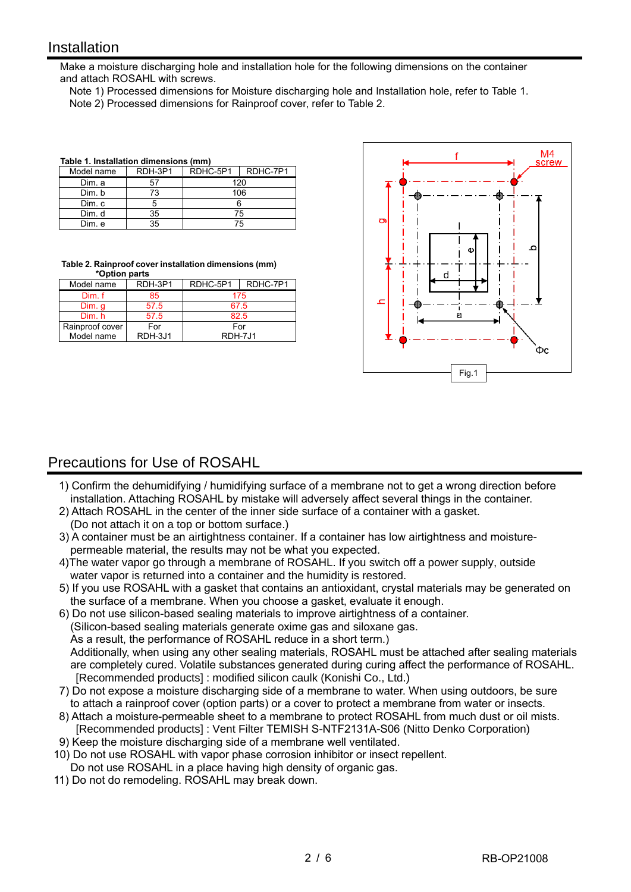## Installation

Make a moisture discharging hole and installation hole for the following dimensions on the container and attach ROSAHL with screws.

Note 1) Processed dimensions for Moisture discharging hole and Installation hole, refer to Table 1.
Note 2) Processed dimensions for Rainproof cover, refer to Table 2.

**Table 1. Installation dimensions (mm)**

| Model name | RDH-3P1 | RDHC-5P1 | RDHC-7P1 |
|---|---|---|---|
| Dim. a | 57 | 120 | |
| Dim. b | 73 | 106 | |
| Dim. c | 5 | 6 | |
| Dim. d | 35 | 75 | |
| Dim. e | 35 | 75 | |

**Table 2. Rainproof cover installation dimensions (mm)**
**\*Option parts**

| Model name | RDH-3P1 | RDHC-5P1 | RDHC-7P1 |
|---|---|---|---|
| Dim. f | 85 | 175 | |
| Dim. g | 57.5 | 67.5 | |
| Dim. h | 57.5 | 82.5 | |
| Rainproof cover Model name | For RDH-3J1 | For RDH-7J1 | |

Fig.1

## Precautions for Use of ROSAHL

1) Confirm the dehumidifying / humidifying surface of a membrane not to get a wrong direction before installation. Attaching ROSAHL by mistake will adversely affect several things in the container.
2) Attach ROSAHL in the center of the inner side surface of a container with a gasket. (Do not attach it on a top or bottom surface.)
3) A container must be an airtightness container. If a container has low airtightness and moisture-permeable material, the results may not be what you expected.
4) The water vapor go through a membrane of ROSAHL. If you switch off a power supply, outside water vapor is returned into a container and the humidity is restored.
5) If you use ROSAHL with a gasket that contains an antioxidant, crystal materials may be generated on the surface of a membrane. When you choose a gasket, evaluate it enough.
6) Do not use silicon-based sealing materials to improve airtightness of a container. (Silicon-based sealing materials generate oxime gas and siloxane gas. As a result, the performance of ROSAHL reduce in a short term.) Additionally, when using any other sealing materials, ROSAHL must be attached after sealing materials are completely cured. Volatile substances generated during curing affect the performance of ROSAHL.
   [Recommended products] : modified silicon caulk (Konishi Co., Ltd.)
7) Do not expose a moisture discharging side of a membrane to water. When using outdoors, be sure to attach a rainproof cover (option parts) or a cover to protect a membrane from water or insects.
8) Attach a moisture-permeable sheet to a membrane to protect ROSAHL from much dust or oil mists.
   [Recommended products] : Vent Filter TEMISH S-NTF2131A-S06 (Nitto Denko Corporation)
9) Keep the moisture discharging side of a membrane well ventilated.
10) Do not use ROSAHL with vapor phase corrosion inhibitor or insect repellent. Do not use ROSAHL in a place having high density of organic gas.
11) Do not do remodeling. ROSAHL may break down.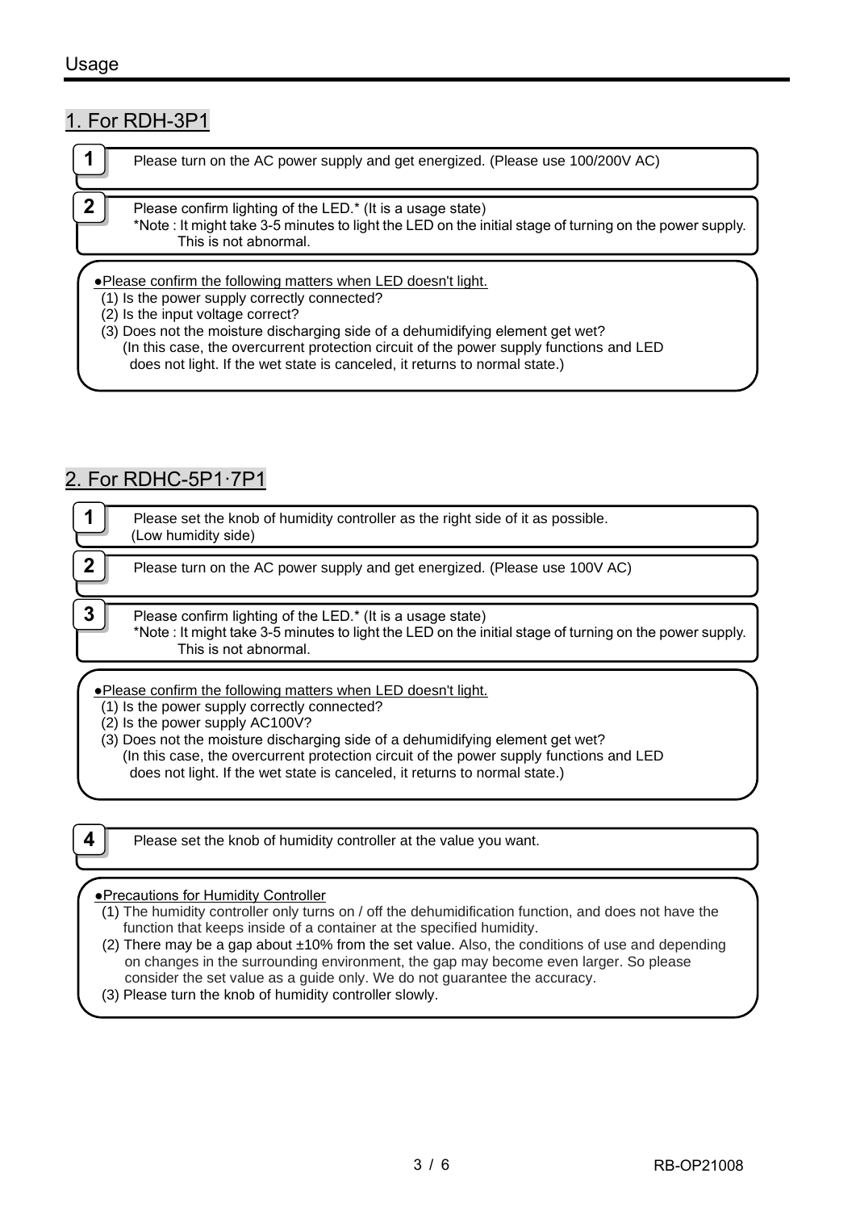# Usage

## 1. For RDH-3P1

**1** Please turn on the AC power supply and get energized. (Please use 100/200V AC)

**2** Please confirm lighting of the LED.* (It is a usage state)
*Note : It might take 3-5 minutes to light the LED on the initial stage of turning on the power supply. This is not abnormal.

●Please confirm the following matters when LED doesn't light.
(1) Is the power supply correctly connected?
(2) Is the input voltage correct?
(3) Does not the moisture discharging side of a dehumidifying element get wet?
(In this case, the overcurrent protection circuit of the power supply functions and LED does not light. If the wet state is canceled, it returns to normal state.)

## 2. For RDHC-5P1·7P1

**1** Please set the knob of humidity controller as the right side of it as possible. (Low humidity side)

**2** Please turn on the AC power supply and get energized. (Please use 100V AC)

**3** Please confirm lighting of the LED.* (It is a usage state)
*Note : It might take 3-5 minutes to light the LED on the initial stage of turning on the power supply. This is not abnormal.

●Please confirm the following matters when LED doesn't light.
(1) Is the power supply correctly connected?
(2) Is the power supply AC100V?
(3) Does not the moisture discharging side of a dehumidifying element get wet?
(In this case, the overcurrent protection circuit of the power supply functions and LED does not light. If the wet state is canceled, it returns to normal state.)

**4** Please set the knob of humidity controller at the value you want.

●Precautions for Humidity Controller
(1) The humidity controller only turns on / off the dehumidification function, and does not have the function that keeps inside of a container at the specified humidity.
(2) There may be a gap about ±10% from the set value. Also, the conditions of use and depending on changes in the surrounding environment, the gap may become even larger. So please consider the set value as a guide only. We do not guarantee the accuracy.
(3) Please turn the knob of humidity controller slowly.

RB-OP21008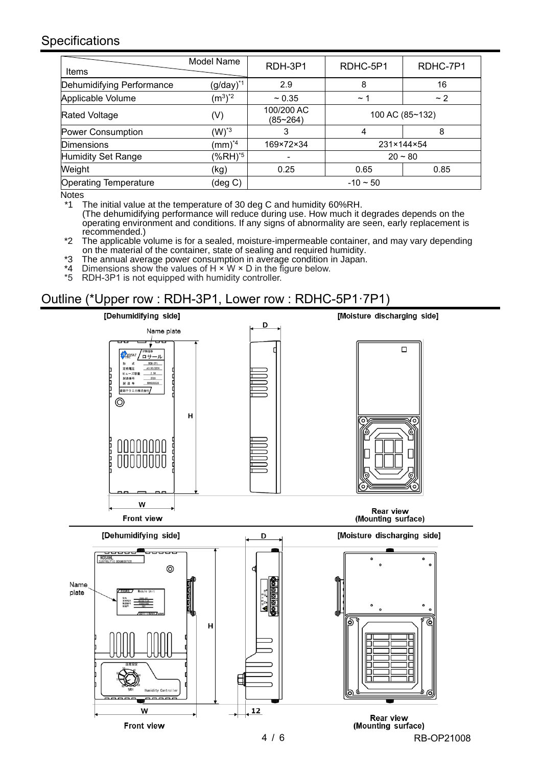## Specifications

| Items / Model Name | | RDH-3P1 | RDHC-5P1 | RDHC-7P1 |
|---|---|---|---|---|
| Dehumidifying Performance | (g/day)*1 | 2.9 | 8 | 16 |
| Applicable Volume | ($m^3$)*2 | ~ 0.35 | ~ 1 | ~ 2 |
| Rated Voltage | (V) | 100/200 AC (85~264) | 100 AC (85~132) | |
| Power Consumption | (W)*3 | 3 | 4 | 8 |
| Dimensions | (mm)*4 | 169×72×34 | 231×144×54 | |
| Humidity Set Range | (%RH)*5 | - | 20 ~ 80 | |
| Weight | (kg) | 0.25 | 0.65 | 0.85 |
| Operating Temperature | (deg C) | -10 ~ 50 | | |

Notes

*1 The initial value at the temperature of 30 deg C and humidity 60%RH.
(The dehumidifying performance will reduce during use. How much it degrades depends on the operating environment and conditions. If any signs of abnormality are seen, early replacement is recommended.)

*2 The applicable volume is for a sealed, moisture-impermeable container, and may vary depending on the material of the container, state of sealing and required humidity.

*3 The annual average power consumption in average condition in Japan.

*4 Dimensions show the values of H × W × D in the figure below.

*5 RDH-3P1 is not equipped with humidity controller.

## Outline (*Upper row : RDH-3P1, Lower row : RDHC-5P1·7P1)

[Dehumidifying side] [Moisture discharging side]

Name plate

H

D

W

Front view

Rear view (Mounting surface)

[Dehumidifying side] [Moisture discharging side]

Name plate

H

D

12

W

Front view

Rear view (Mounting surface)

RB-OP21008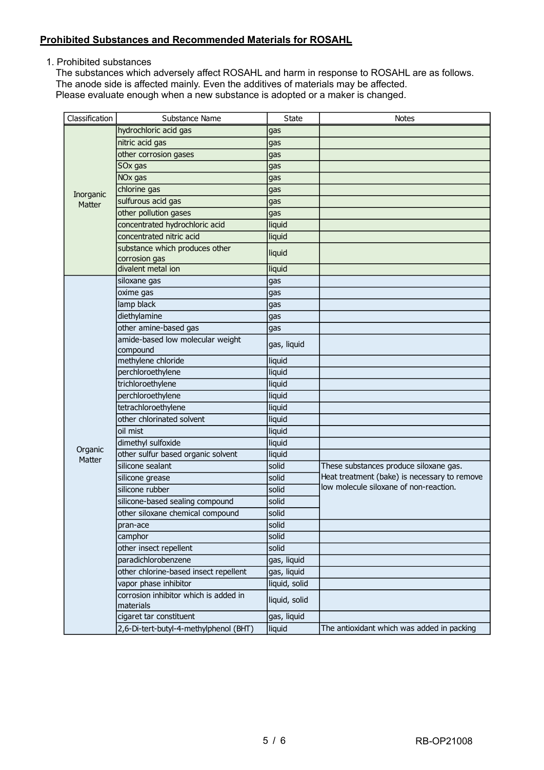**Prohibited Substances and Recommended Materials for ROSAHL**

1. Prohibited substances
   The substances which adversely affect ROSAHL and harm in response to ROSAHL are as follows.
   The anode side is affected mainly. Even the additives of materials may be affected.
   Please evaluate enough when a new substance is adopted or a maker is changed.

| Classification | Substance Name | State | Notes |
|---|---|---|---|
| Inorganic Matter | hydrochloric acid gas | gas | |
| | nitric acid gas | gas | |
| | other corrosion gases | gas | |
| | SOx gas | gas | |
| | NOx gas | gas | |
| | chlorine gas | gas | |
| | sulfurous acid gas | gas | |
| | other pollution gases | gas | |
| | concentrated hydrochloric acid | liquid | |
| | concentrated nitric acid | liquid | |
| | substance which produces other corrosion gas | liquid | |
| | divalent metal ion | liquid | |
| Organic Matter | siloxane gas | gas | |
| | oxime gas | gas | |
| | lamp black | gas | |
| | diethylamine | gas | |
| | other amine-based gas | gas | |
| | amide-based low molecular weight compound | gas, liquid | |
| | methylene chloride | liquid | |
| | perchloroethylene | liquid | |
| | trichloroethylene | liquid | |
| | perchloroethylene | liquid | |
| | tetrachloroethylene | liquid | |
| | other chlorinated solvent | liquid | |
| | oil mist | liquid | |
| | dimethyl sulfoxide | liquid | |
| | other sulfur based organic solvent | liquid | |
| | silicone sealant | solid | These substances produce siloxane gas. Heat treatment (bake) is necessary to remove low molecule siloxane of non-reaction. |
| | silicone grease | solid | |
| | silicone rubber | solid | |
| | silicone-based sealing compound | solid | |
| | other siloxane chemical compound | solid | |
| | pran-ace | solid | |
| | camphor | solid | |
| | other insect repellent | solid | |
| | paradichlorobenzene | gas, liquid | |
| | other chlorine-based insect repellent | gas, liquid | |
| | vapor phase inhibitor | liquid, solid | |
| | corrosion inhibitor which is added in materials | liquid, solid | |
| | cigaret tar constituent | gas, liquid | |
| | 2,6-Di-tert-butyl-4-methylphenol (BHT) | liquid | The antioxidant which was added in packing |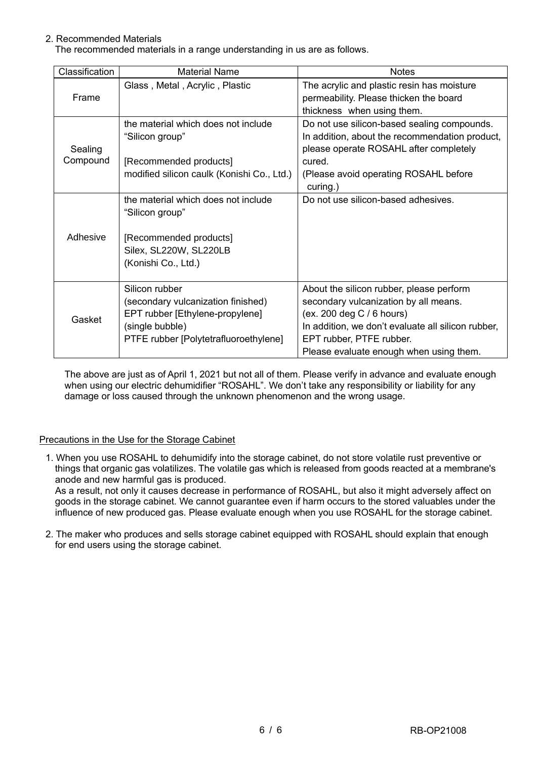2. Recommended Materials
The recommended materials in a range understanding in us are as follows.

| Classification | Material Name | Notes |
|---|---|---|
| Frame | Glass , Metal , Acrylic , Plastic | The acrylic and plastic resin has moisture permeability. Please thicken the board thickness when using them. |
| Sealing Compound | the material which does not include "Silicon group"<br><br>[Recommended products]<br>modified silicon caulk (Konishi Co., Ltd.) | Do not use silicon-based sealing compounds. In addition, about the recommendation product, please operate ROSAHL after completely cured.<br>(Please avoid operating ROSAHL before curing.) |
| Adhesive | the material which does not include "Silicon group"<br><br>[Recommended products]<br>Silex, SL220W, SL220LB<br>(Konishi Co., Ltd.) | Do not use silicon-based adhesives. |
| Gasket | Silicon rubber<br>(secondary vulcanization finished)<br>EPT rubber [Ethylene-propylene]<br>(single bubble)<br>PTFE rubber [Polytetrafluoroethylene] | About the silicon rubber, please perform secondary vulcanization by all means.<br>(ex. 200 deg C / 6 hours)<br>In addition, we don't evaluate all silicon rubber, EPT rubber, PTFE rubber.<br>Please evaluate enough when using them. |

The above are just as of April 1, 2021 but not all of them. Please verify in advance and evaluate enough when using our electric dehumidifier "ROSAHL". We don't take any responsibility or liability for any damage or loss caused through the unknown phenomenon and the wrong usage.

Precautions in the Use for the Storage Cabinet

1. When you use ROSAHL to dehumidify into the storage cabinet, do not store volatile rust preventive or things that organic gas volatilizes. The volatile gas which is released from goods reacted at a membrane's anode and new harmful gas is produced.
   As a result, not only it causes decrease in performance of ROSAHL, but also it might adversely affect on goods in the storage cabinet. We cannot guarantee even if harm occurs to the stored valuables under the influence of new produced gas. Please evaluate enough when you use ROSAHL for the storage cabinet.

2. The maker who produces and sells storage cabinet equipped with ROSAHL should explain that enough for end users using the storage cabinet.

RB-OP21008